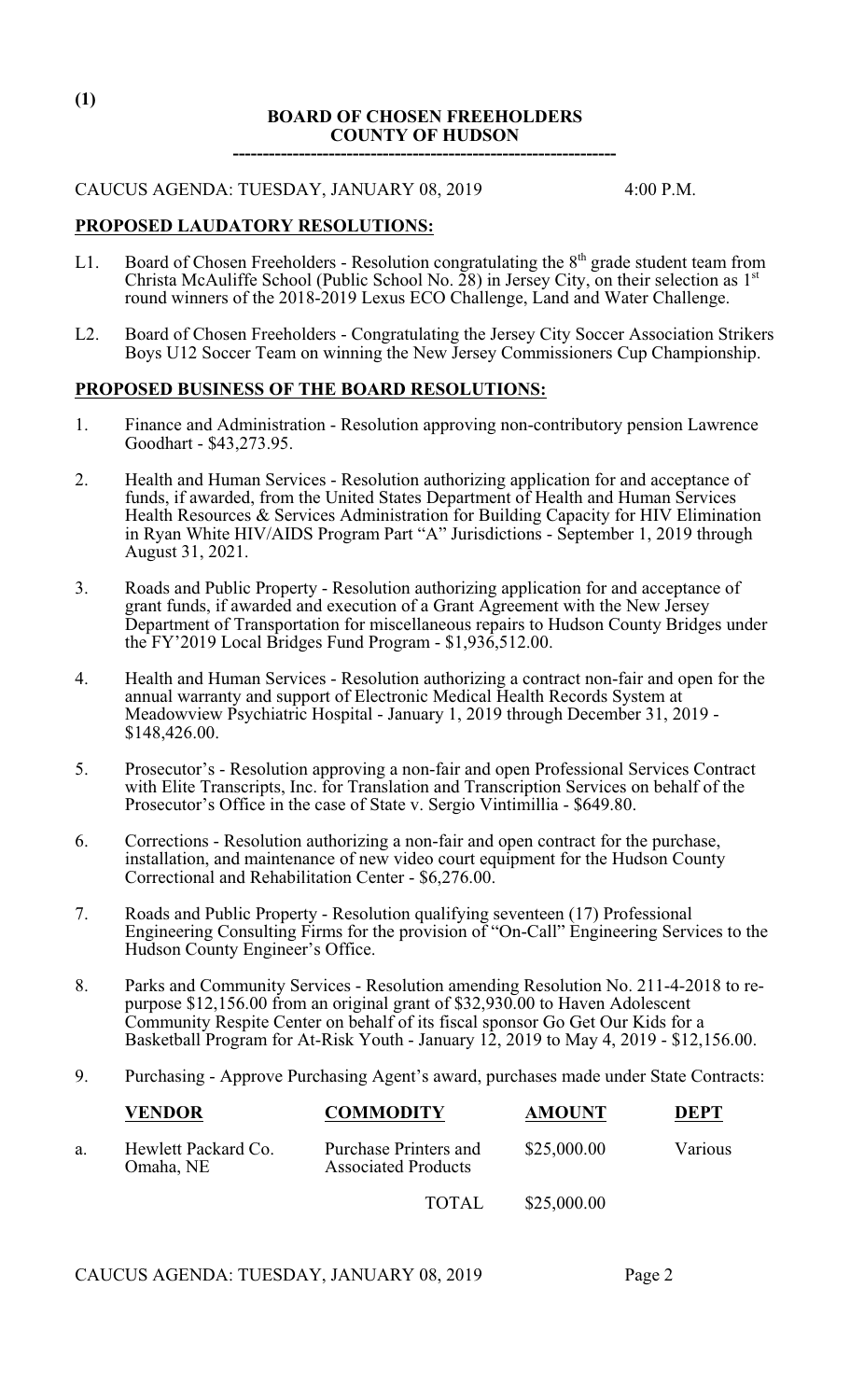(1)

# BOARD OF CHOSEN FREEHOLDERS
# COUNTY OF HUDSON

---

CAUCUS AGENDA: TUESDAY, JANUARY 08, 2019 4:00 P.M.

## PROPOSED LAUDATORY RESOLUTIONS:

L1. Board of Chosen Freeholders - Resolution congratulating the 8th grade student team from Christa McAuliffe School (Public School No. 28) in Jersey City, on their selection as 1st round winners of the 2018-2019 Lexus ECO Challenge, Land and Water Challenge.

L2. Board of Chosen Freeholders - Congratulating the Jersey City Soccer Association Strikers Boys U12 Soccer Team on winning the New Jersey Commissioners Cup Championship.

## PROPOSED BUSINESS OF THE BOARD RESOLUTIONS:

1. Finance and Administration - Resolution approving non-contributory pension Lawrence Goodhart - $43,273.95.

2. Health and Human Services - Resolution authorizing application for and acceptance of funds, if awarded, from the United States Department of Health and Human Services Health Resources & Services Administration for Building Capacity for HIV Elimination in Ryan White HIV/AIDS Program Part "A" Jurisdictions - September 1, 2019 through August 31, 2021.

3. Roads and Public Property - Resolution authorizing application for and acceptance of grant funds, if awarded and execution of a Grant Agreement with the New Jersey Department of Transportation for miscellaneous repairs to Hudson County Bridges under the FY'2019 Local Bridges Fund Program - $1,936,512.00.

4. Health and Human Services - Resolution authorizing a contract non-fair and open for the annual warranty and support of Electronic Medical Health Records System at Meadowview Psychiatric Hospital - January 1, 2019 through December 31, 2019 - $148,426.00.

5. Prosecutor's - Resolution approving a non-fair and open Professional Services Contract with Elite Transcripts, Inc. for Translation and Transcription Services on behalf of the Prosecutor's Office in the case of State v. Sergio Vintimillia - $649.80.

6. Corrections - Resolution authorizing a non-fair and open contract for the purchase, installation, and maintenance of new video court equipment for the Hudson County Correctional and Rehabilitation Center - $6,276.00.

7. Roads and Public Property - Resolution qualifying seventeen (17) Professional Engineering Consulting Firms for the provision of "On-Call" Engineering Services to the Hudson County Engineer's Office.

8. Parks and Community Services - Resolution amending Resolution No. 211-4-2018 to re-purpose $12,156.00 from an original grant of $32,930.00 to Haven Adolescent Community Respite Center on behalf of its fiscal sponsor Go Get Our Kids for a Basketball Program for At-Risk Youth - January 12, 2019 to May 4, 2019 - $12,156.00.

9. Purchasing - Approve Purchasing Agent's award, purchases made under State Contracts:

| | VENDOR | COMMODITY | AMOUNT | DEPT |
|---|---|---|---|---|
| a. | Hewlett Packard Co. Omaha, NE | Purchase Printers and Associated Products | $25,000.00 | Various |
| | | TOTAL | $25,000.00 | |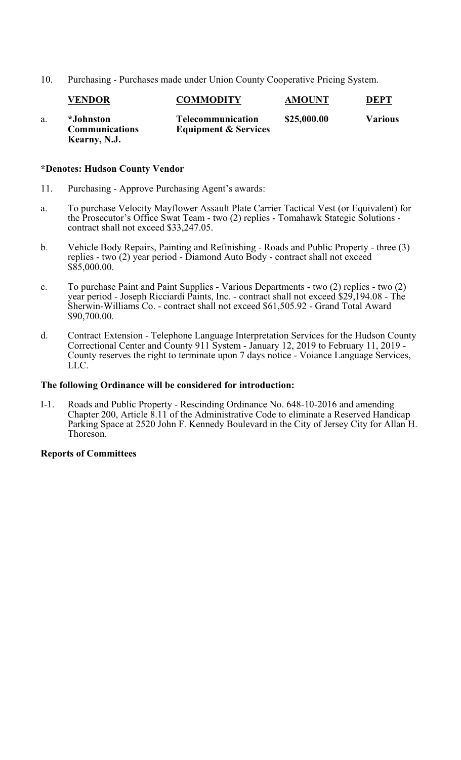10. Purchasing - Purchases made under Union County Cooperative Pricing System.

| | VENDOR | COMMODITY | AMOUNT | DEPT |
|---|---|---|---|---|
| a. | **\*Johnston Communications Kearny, N.J.** | **Telecommunication Equipment & Services** | **$25,000.00** | **Various** |

**\*Denotes: Hudson County Vendor**

11. Purchasing - Approve Purchasing Agent's awards:

a. To purchase Velocity Mayflower Assault Plate Carrier Tactical Vest (or Equivalent) for the Prosecutor's Office Swat Team - two (2) replies - Tomahawk Stategic Solutions - contract shall not exceed $33,247.05.

b. Vehicle Body Repairs, Painting and Refinishing - Roads and Public Property - three (3) replies - two (2) year period - Diamond Auto Body - contract shall not exceed $85,000.00.

c. To purchase Paint and Paint Supplies - Various Departments - two (2) replies - two (2) year period - Joseph Ricciardi Paints, Inc. - contract shall not exceed $29,194.08 - The Sherwin-Williams Co. - contract shall not exceed $61,505.92 - Grand Total Award $90,700.00.

d. Contract Extension - Telephone Language Interpretation Services for the Hudson County Correctional Center and County 911 System - January 12, 2019 to February 11, 2019 - County reserves the right to terminate upon 7 days notice - Voiance Language Services, LLC.

**The following Ordinance will be considered for introduction:**

I-1. Roads and Public Property - Rescinding Ordinance No. 648-10-2016 and amending Chapter 200, Article 8.11 of the Administrative Code to eliminate a Reserved Handicap Parking Space at 2520 John F. Kennedy Boulevard in the City of Jersey City for Allan H. Thoreson.

**Reports of Committees**